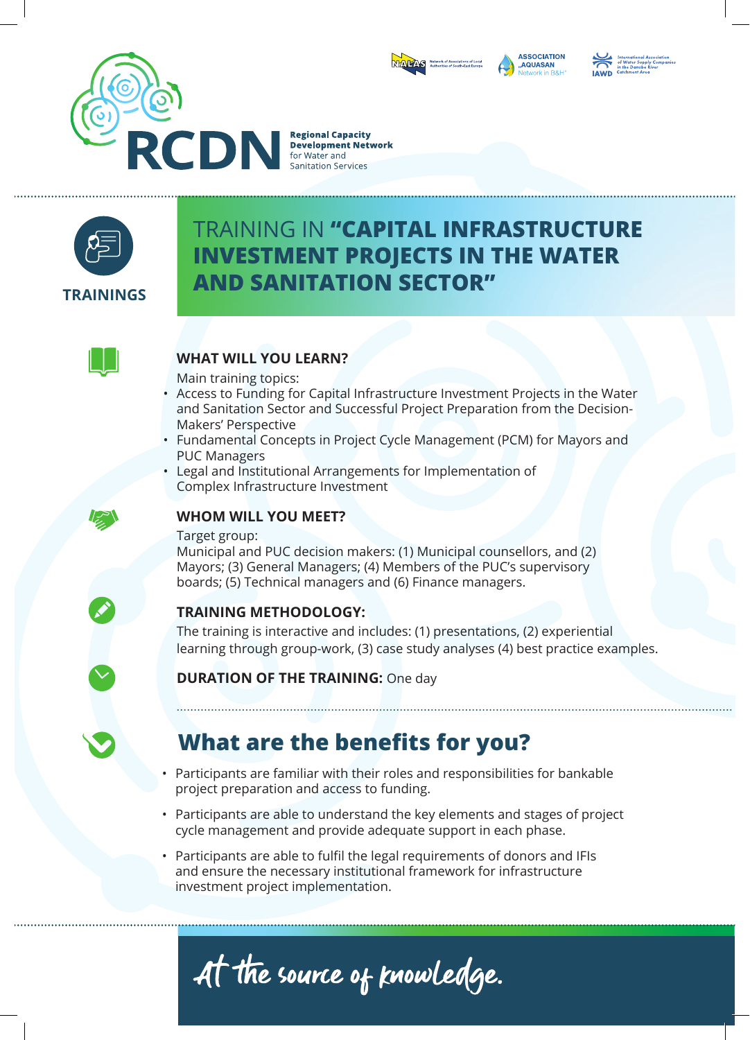RCDN Regional Capacity Development Network for Water and Sanitation Services

NALAS Network of Associations of Local Authorities of South-East Europe | ASSOCIATION „AQUASAN Network in B&H" | IAWD International Association of Water Supply Companies in the Danube River Catchment Area

TRAININGS

# TRAINING IN **"CAPITAL INFRASTRUCTURE INVESTMENT PROJECTS IN THE WATER AND SANITATION SECTOR"**

### WHAT WILL YOU LEARN?

Main training topics:

- Access to Funding for Capital Infrastructure Investment Projects in the Water and Sanitation Sector and Successful Project Preparation from the Decision-Makers' Perspective
- Fundamental Concepts in Project Cycle Management (PCM) for Mayors and PUC Managers
- Legal and Institutional Arrangements for Implementation of Complex Infrastructure Investment

### WHOM WILL YOU MEET?

Target group:
Municipal and PUC decision makers: (1) Municipal counsellors, and (2) Mayors; (3) General Managers; (4) Members of the PUC's supervisory boards; (5) Technical managers and (6) Finance managers.

### TRAINING METHODOLOGY:

The training is interactive and includes: (1) presentations, (2) experiential learning through group-work, (3) case study analyses (4) best practice examples.

**DURATION OF THE TRAINING:** One day

## What are the benefits for you?

- Participants are familiar with their roles and responsibilities for bankable project preparation and access to funding.
- Participants are able to understand the key elements and stages of project cycle management and provide adequate support in each phase.
- Participants are able to fulfil the legal requirements of donors and IFIs and ensure the necessary institutional framework for infrastructure investment project implementation.

*At the source of knowledge.*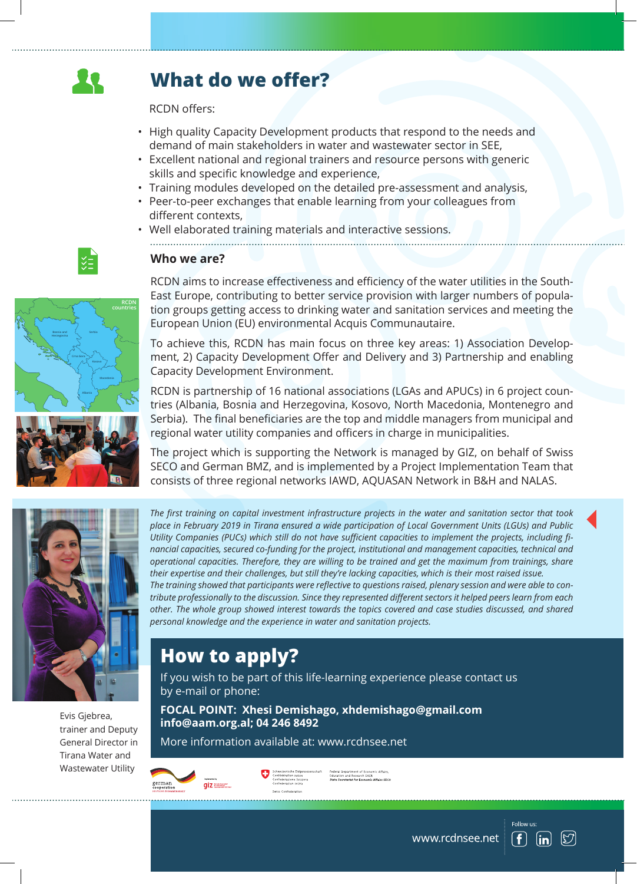## What do we offer?

RCDN offers:

- High quality Capacity Development products that respond to the needs and demand of main stakeholders in water and wastewater sector in SEE,
- Excellent national and regional trainers and resource persons with generic skills and specific knowledge and experience,
- Training modules developed on the detailed pre-assessment and analysis,
- Peer-to-peer exchanges that enable learning from your colleagues from different contexts,
- Well elaborated training materials and interactive sessions.

### Who we are?

RCDN aims to increase effectiveness and efficiency of the water utilities in the South-East Europe, contributing to better service provision with larger numbers of population groups getting access to drinking water and sanitation services and meeting the European Union (EU) environmental Acquis Communautaire.

To achieve this, RCDN has main focus on three key areas: 1) Association Development, 2) Capacity Development Offer and Delivery and 3) Partnership and enabling Capacity Development Environment.

RCDN is partnership of 16 national associations (LGAs and APUCs) in 6 project countries (Albania, Bosnia and Herzegovina, Kosovo, North Macedonia, Montenegro and Serbia). The final beneficiaries are the top and middle managers from municipal and regional water utility companies and officers in charge in municipalities.

The project which is supporting the Network is managed by GIZ, on behalf of Swiss SECO and German BMZ, and is implemented by a Project Implementation Team that consists of three regional networks IAWD, AQUASAN Network in B&H and NALAS.

RCDN countries

*The first training on capital investment infrastructure projects in the water and sanitation sector that took place in February 2019 in Tirana ensured a wide participation of Local Government Units (LGUs) and Public Utility Companies (PUCs) which still do not have sufficient capacities to implement the projects, including financial capacities, secured co-funding for the project, institutional and management capacities, technical and operational capacities. Therefore, they are willing to be trained and get the maximum from trainings, share their expertise and their challenges, but still they're lacking capacities, which is their most raised issue.*
*The training showed that participants were reflective to questions raised, plenary session and were able to contribute professionally to the discussion. Since they represented different sectors it helped peers learn from each other. The whole group showed interest towards the topics covered and case studies discussed, and shared personal knowledge and the experience in water and sanitation projects.*

Evis Gjebrea, trainer and Deputy General Director in Tirana Water and Wastewater Utility

## How to apply?

If you wish to be part of this life-learning experience please contact us by e-mail or phone:

**FOCAL POINT: Xhesi Demishago, xhdemishago@gmail.com**
**info@aam.org.al; 04 246 8492**

More information available at: www.rcdnsee.net

www.rcdnsee.net

Follow us: